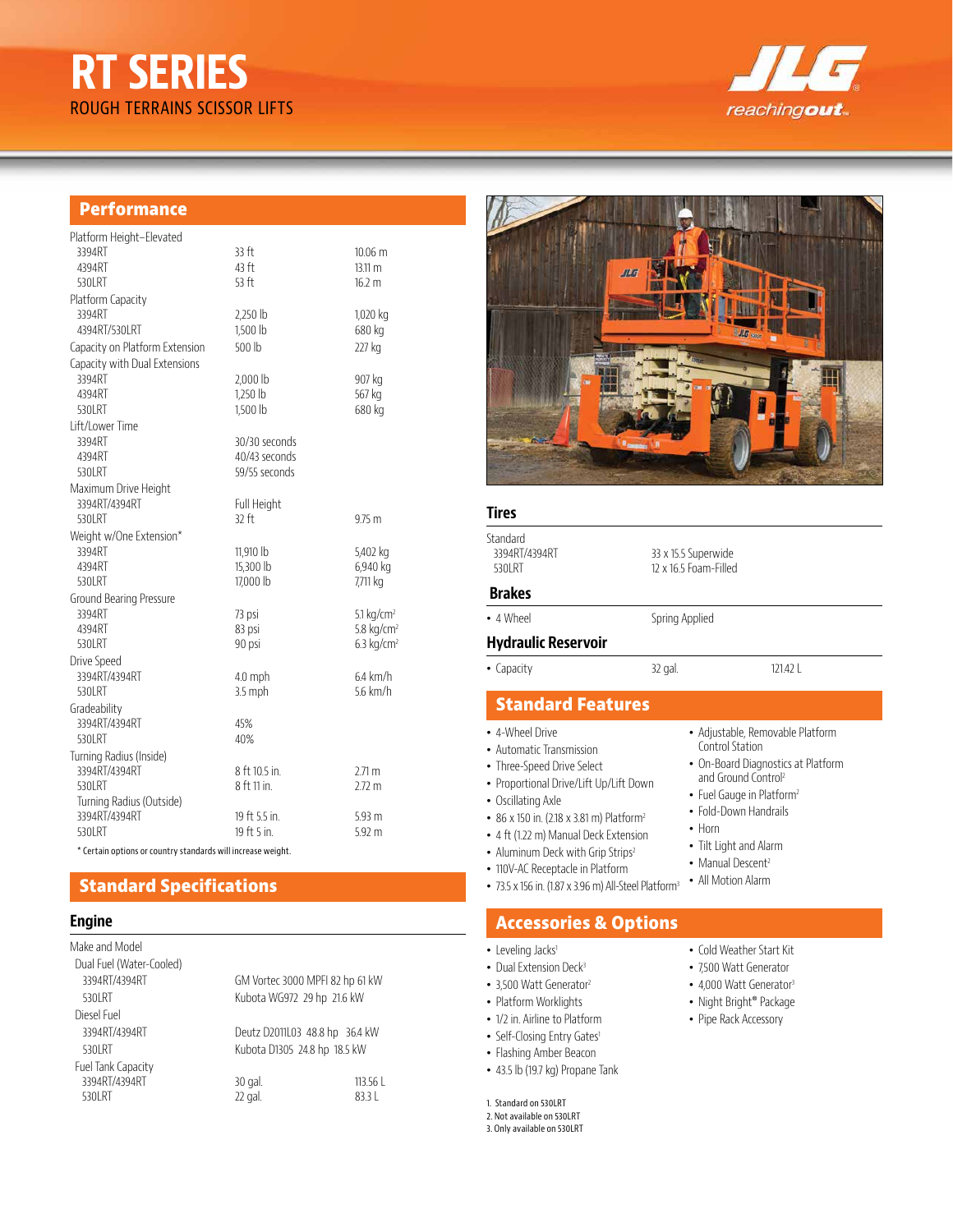# RT SERIES

ROUGH TERRAINS SCISSOR LIFTS

JLG reachingout.

## Performance

| | | |
|---|---|---|
| Platform Height–Elevated | | |
| 3394RT | 33 ft | 10.06 m |
| 4394RT | 43 ft | 13.11 m |
| 530LRT | 53 ft | 16.2 m |
| Platform Capacity | | |
| 3394RT | 2,250 lb | 1,020 kg |
| 4394RT/530LRT | 1,500 lb | 680 kg |
| Capacity on Platform Extension | 500 lb | 227 kg |
| Capacity with Dual Extensions | | |
| 3394RT | 2,000 lb | 907 kg |
| 4394RT | 1,250 lb | 567 kg |
| 530LRT | 1,500 lb | 680 kg |
| Lift/Lower Time | | |
| 3394RT | 30/30 seconds | |
| 4394RT | 40/43 seconds | |
| 530LRT | 59/55 seconds | |
| Maximum Drive Height | | |
| 3394RT/4394RT | Full Height | |
| 530LRT | 32 ft | 9.75 m |
| Weight w/One Extension* | | |
| 3394RT | 11,910 lb | 5,402 kg |
| 4394RT | 15,300 lb | 6,940 kg |
| 530LRT | 17,000 lb | 7,711 kg |
| Ground Bearing Pressure | | |
| 3394RT | 73 psi | 5.1 kg/cm² |
| 4394RT | 83 psi | 5.8 kg/cm² |
| 530LRT | 90 psi | 6.3 kg/cm² |
| Drive Speed | | |
| 3394RT/4394RT | 4.0 mph | 6.4 km/h |
| 530LRT | 3.5 mph | 5.6 km/h |
| Gradeability | | |
| 3394RT/4394RT | 45% | |
| 530LRT | 40% | |
| Turning Radius (Inside) | | |
| 3394RT/4394RT | 8 ft 10.5 in. | 2.71 m |
| 530LRT | 8 ft 11 in. | 2.72 m |
| Turning Radius (Outside) | | |
| 3394RT/4394RT | 19 ft 5.5 in. | 5.93 m |
| 530LRT | 19 ft 5 in. | 5.92 m |

\* Certain options or country standards will increase weight.

## Standard Specifications

### Engine

| | | |
|---|---|---|
| Make and Model | | |
| Dual Fuel (Water-Cooled) | | |
| 3394RT/4394RT | GM Vortec 3000 MPFI 82 hp 61 kW | |
| 530LRT | Kubota WG972 29 hp 21.6 kW | |
| Diesel Fuel | | |
| 3394RT/4394RT | Deutz D2011L03 48.8 hp 36.4 kW | |
| 530LRT | Kubota D1305 24.8 hp 18.5 kW | |
| Fuel Tank Capacity | | |
| 3394RT/4394RT | 30 gal. | 113.56 L |
| 530LRT | 22 gal. | 83.3 L |

### Tires

| | |
|---|---|
| Standard | |
| 3394RT/4394RT | 33 x 15.5 Superwide |
| 530LRT | 12 x 16.5 Foam-Filled |

### Brakes

| | |
|---|---|
| • 4 Wheel | Spring Applied |

### Hydraulic Reservoir

| | | |
|---|---|---|
| • Capacity | 32 gal. | 121.42 L |

## Standard Features

- 4-Wheel Drive
- Automatic Transmission
- Three-Speed Drive Select
- Proportional Drive/Lift Up/Lift Down
- Oscillating Axle
- 86 x 150 in. (2.18 x 3.81 m) Platform[2]
- 4 ft (1.22 m) Manual Deck Extension
- Aluminum Deck with Grip Strips[2]
- 110V-AC Receptacle in Platform
- 73.5 x 156 in. (1.87 x 3.96 m) All-Steel Platform[3]
- Adjustable, Removable Platform Control Station
- On-Board Diagnostics at Platform and Ground Control[2]
- Fuel Gauge in Platform[2]
- Fold-Down Handrails
- Horn
- Tilt Light and Alarm
- Manual Descent[2]
- All Motion Alarm

## Accessories & Options

- Leveling Jacks[1]
- Dual Extension Deck[3]
- 3,500 Watt Generator[2]
- Platform Worklights
- 1/2 in. Airline to Platform
- Self-Closing Entry Gates[1]
- Flashing Amber Beacon
- 43.5 lb (19.7 kg) Propane Tank
- Cold Weather Start Kit
- 7,500 Watt Generator
- 4,000 Watt Generator[3]
- Night Bright® Package
- Pipe Rack Accessory

1. Standard on 530LRT
2. Not available on 530LRT
3. Only available on 530LRT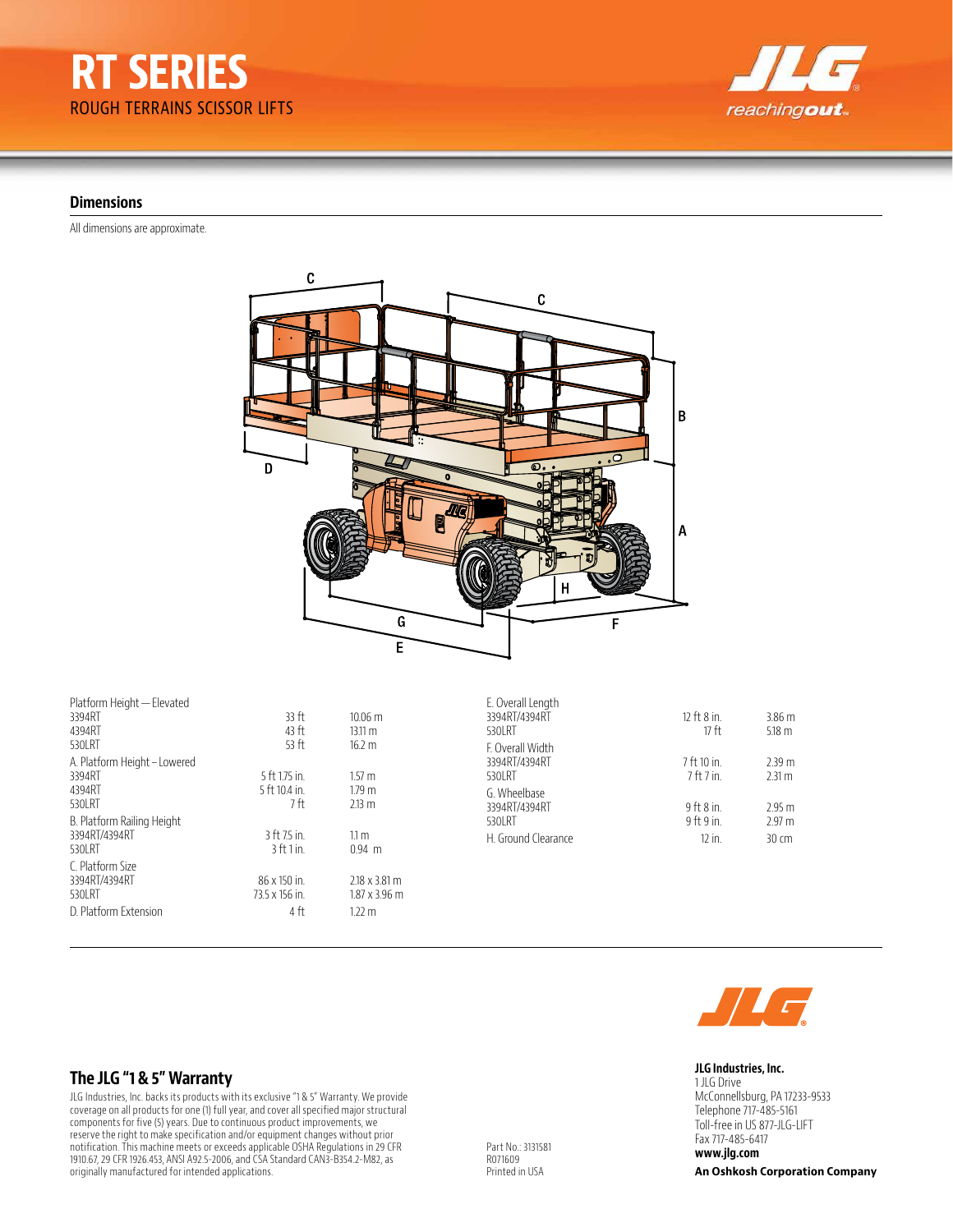# RT SERIES

ROUGH TERRAINS SCISSOR LIFTS

## Dimensions

All dimensions are approximate.

C

C

B

D

A

H

G

F

E

| | | |
|---|---|---|
| **Platform Height — Elevated** | | |
| 3394RT | 33 ft | 10.06 m |
| 4394RT | 43 ft | 13.11 m |
| 530LRT | 53 ft | 16.2 m |
| **A. Platform Height – Lowered** | | |
| 3394RT | 5 ft 1.75 in. | 1.57 m |
| 4394RT | 5 ft 10.4 in. | 1.79 m |
| 530LRT | 7 ft | 2.13 m |
| **B. Platform Railing Height** | | |
| 3394RT/4394RT | 3 ft 7.5 in. | 1.1 m |
| 530LRT | 3 ft 1 in. | 0.94 m |
| **C. Platform Size** | | |
| 3394RT/4394RT | 86 x 150 in. | 2.18 x 3.81 m |
| 530LRT | 73.5 x 156 in. | 1.87 x 3.96 m |
| **D. Platform Extension** | 4 ft | 1.22 m |

| | | |
|---|---|---|
| **E. Overall Length** | | |
| 3394RT/4394RT | 12 ft 8 in. | 3.86 m |
| 530LRT | 17 ft | 5.18 m |
| **F. Overall Width** | | |
| 3394RT/4394RT | 7 ft 10 in. | 2.39 m |
| 530LRT | 7 ft 7 in. | 2.31 m |
| **G. Wheelbase** | | |
| 3394RT/4394RT | 9 ft 8 in. | 2.95 m |
| 530LRT | 9 ft 9 in. | 2.97 m |
| **H. Ground Clearance** | 12 in. | 30 cm |

## The JLG "1 & 5" Warranty

JLG Industries, Inc. backs its products with its exclusive "1 & 5" Warranty. We provide coverage on all products for one (1) full year, and cover all specified major structural components for five (5) years. Due to continuous product improvements, we reserve the right to make specification and/or equipment changes without prior notification. This machine meets or exceeds applicable OSHA Regulations in 29 CFR 1910.67, 29 CFR 1926.453, ANSI A92.5-2006, and CSA Standard CAN3-B354.2-M82, as originally manufactured for intended applications.

Part No.: 3131581
R071609
Printed in USA

**JLG Industries, Inc.**
1 JLG Drive
McConnellsburg, PA 17233-9533
Telephone 717-485-5161
Toll-free in US 877-JLG-LIFT
Fax 717-485-6417
**www.jlg.com**
**An Oshkosh Corporation Company**